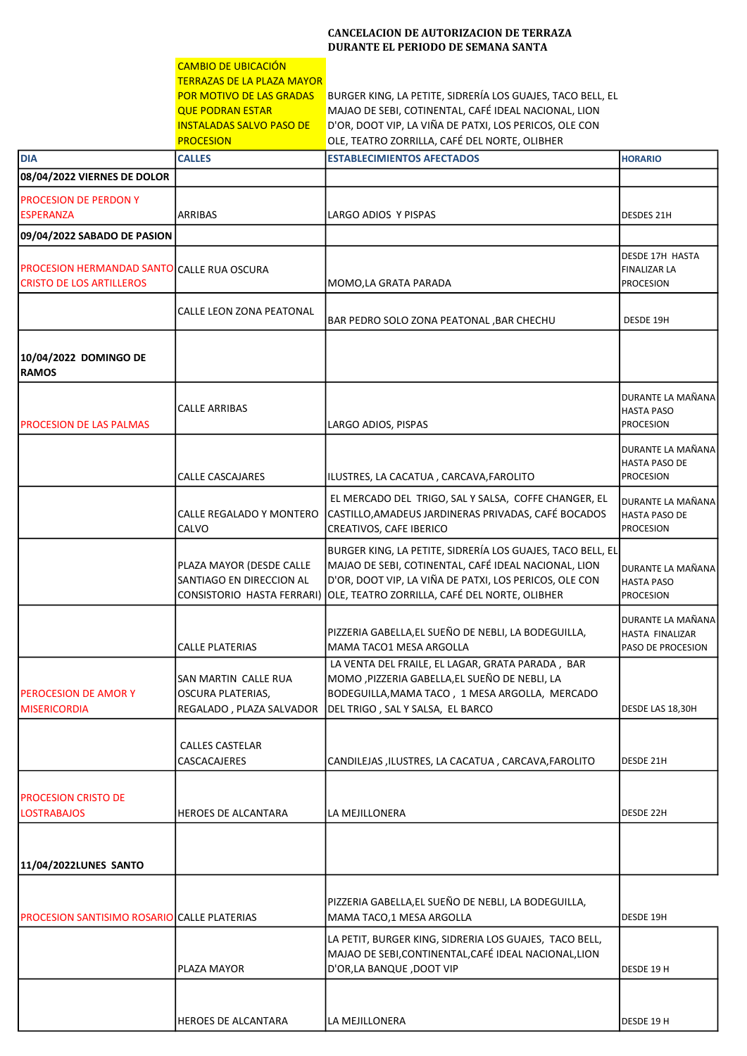**CANCELACION DE AUTORIZACION DE TERRAZA DURANTE EL PERIODO DE SEMANA SANTA**

| | CAMBIO DE UBICACIÓN TERRAZAS DE LA PLAZA MAYOR POR MOTIVO DE LAS GRADAS QUE PODRAN ESTAR INSTALADAS SALVO PASO DE PROCESION | BURGER KING, LA PETITE, SIDRERÍA LOS GUAJES, TACO BELL, EL MAJAO DE SEBI, COTINENTAL, CAFÉ IDEAL NACIONAL, LION D'OR, DOOT VIP, LA VIÑA DE PATXI, LOS PERICOS, OLE CON OLE, TEATRO ZORRILLA, CAFÉ DEL NORTE, OLIBHER | |
|---|---|---|---|
| **DIA** | **CALLES** | **ESTABLECIMIENTOS AFECTADOS** | **HORARIO** |
| **08/04/2022 VIERNES DE DOLOR** | | | |
| PROCESION DE PERDON Y ESPERANZA | ARRIBAS | LARGO ADIOS Y PISPAS | DESDES 21H |
| **09/04/2022 SABADO DE PASION** | | | |
| PROCESION HERMANDAD SANTO CRISTO DE LOS ARTILLEROS | CALLE RUA OSCURA | MOMO,LA GRATA PARADA | DESDE 17H HASTA FINALIZAR LA PROCESION |
| | CALLE LEON ZONA PEATONAL | BAR PEDRO SOLO ZONA PEATONAL ,BAR CHECHU | DESDE 19H |
| **10/04/2022 DOMINGO DE RAMOS** | | | |
| PROCESION DE LAS PALMAS | CALLE ARRIBAS | LARGO ADIOS, PISPAS | DURANTE LA MAÑANA HASTA PASO PROCESION |
| | CALLE CASCAJARES | ILUSTRES, LA CACATUA , CARCAVA,FAROLITO | DURANTE LA MAÑANA HASTA PASO DE PROCESION |
| | CALLE REGALADO Y MONTERO CALVO | EL MERCADO DEL TRIGO, SAL Y SALSA, COFFE CHANGER, EL CASTILLO,AMADEUS JARDINERAS PRIVADAS, CAFÉ BOCADOS CREATIVOS, CAFE IBERICO | DURANTE LA MAÑANA HASTA PASO DE PROCESION |
| | PLAZA MAYOR (DESDE CALLE SANTIAGO EN DIRECCION AL CONSISTORIO HASTA FERRARI) | BURGER KING, LA PETITE, SIDRERÍA LOS GUAJES, TACO BELL, EL MAJAO DE SEBI, COTINENTAL, CAFÉ IDEAL NACIONAL, LION D'OR, DOOT VIP, LA VIÑA DE PATXI, LOS PERICOS, OLE CON OLE, TEATRO ZORRILLA, CAFÉ DEL NORTE, OLIBHER | DURANTE LA MAÑANA HASTA PASO PROCESION |
| | CALLE PLATERIAS | PIZZERIA GABELLA,EL SUEÑO DE NEBLI, LA BODEGUILLA, MAMA TACO1 MESA ARGOLLA | DURANTE LA MAÑANA HASTA FINALIZAR PASO DE PROCESION |
| PEROCESION DE AMOR Y MISERICORDIA | SAN MARTIN CALLE RUA OSCURA PLATERIAS, REGALADO , PLAZA SALVADOR | LA VENTA DEL FRAILE, EL LAGAR, GRATA PARADA , BAR MOMO ,PIZZERIA GABELLA,EL SUEÑO DE NEBLI, LA BODEGUILLA,MAMA TACO , 1 MESA ARGOLLA, MERCADO DEL TRIGO , SAL Y SALSA, EL BARCO | DESDE LAS 18,30H |
| | CALLES CASTELAR CASCACAJERES | CANDILEJAS ,ILUSTRES, LA CACATUA , CARCAVA,FAROLITO | DESDE 21H |
| PROCESION CRISTO DE LOSTRABAJOS | HEROES DE ALCANTARA | LA MEJILLONERA | DESDE 22H |
| **11/04/2022LUNES SANTO** | | | |
| PROCESION SANTISIMO ROSARIO | CALLE PLATERIAS | PIZZERIA GABELLA,EL SUEÑO DE NEBLI, LA BODEGUILLA, MAMA TACO,1 MESA ARGOLLA | DESDE 19H |
| | PLAZA MAYOR | LA PETIT, BURGER KING, SIDRERIA LOS GUAJES, TACO BELL, MAJAO DE SEBI,CONTINENTAL,CAFÉ IDEAL NACIONAL,LION D'OR,LA BANQUE ,DOOT VIP | DESDE 19 H |
| | HEROES DE ALCANTARA | LA MEJILLONERA | DESDE 19 H |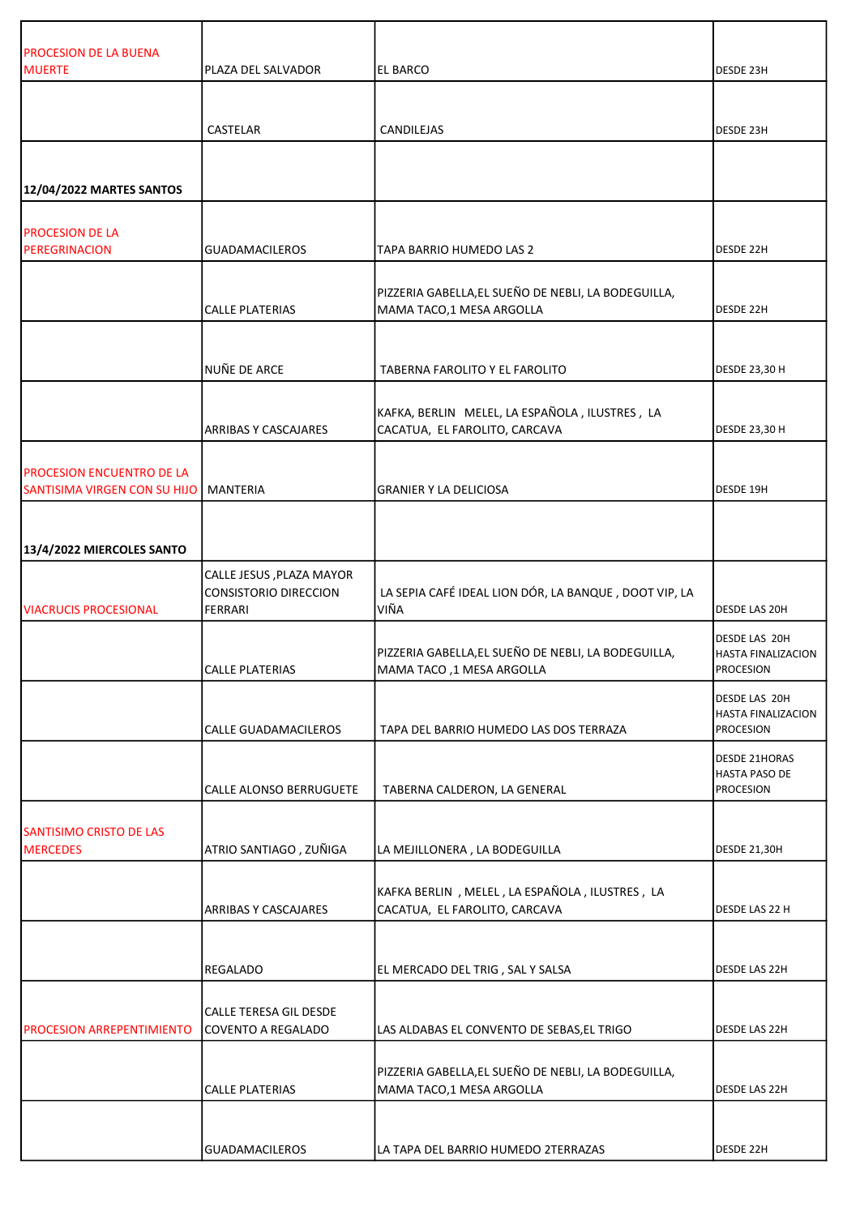| | | | |
|---|---|---|---|
| PROCESION DE LA BUENA MUERTE | PLAZA DEL SALVADOR | EL BARCO | DESDE 23H |
| | CASTELAR | CANDILEJAS | DESDE 23H |
| **12/04/2022 MARTES SANTOS** | | | |
| PROCESION DE LA PEREGRINACION | GUADAMACILEROS | TAPA BARRIO HUMEDO LAS 2 | DESDE 22H |
| | CALLE PLATERIAS | PIZZERIA GABELLA,EL SUEÑO DE NEBLI, LA BODEGUILLA, MAMA TACO,1 MESA ARGOLLA | DESDE 22H |
| | NUÑE DE ARCE | TABERNA FAROLITO Y EL FAROLITO | DESDE 23,30 H |
| | ARRIBAS Y CASCAJARES | KAFKA, BERLIN MELEL, LA ESPAÑOLA , ILUSTRES , LA CACATUA, EL FAROLITO, CARCAVA | DESDE 23,30 H |
| PROCESION ENCUENTRO DE LA SANTISIMA VIRGEN CON SU HIJO | MANTERIA | GRANIER Y LA DELICIOSA | DESDE 19H |
| **13/4/2022 MIERCOLES SANTO** | | | |
| VIACRUCIS PROCESIONAL | CALLE JESUS ,PLAZA MAYOR CONSISTORIO DIRECCION FERRARI | LA SEPIA CAFÉ IDEAL LION DÓR, LA BANQUE , DOOT VIP, LA VIÑA | DESDE LAS 20H |
| | CALLE PLATERIAS | PIZZERIA GABELLA,EL SUEÑO DE NEBLI, LA BODEGUILLA, MAMA TACO ,1 MESA ARGOLLA | DESDE LAS 20H HASTA FINALIZACION PROCESION |
| | CALLE GUADAMACILEROS | TAPA DEL BARRIO HUMEDO LAS DOS TERRAZA | DESDE LAS 20H HASTA FINALIZACION PROCESION |
| | CALLE ALONSO BERRUGUETE | TABERNA CALDERON, LA GENERAL | DESDE 21HORAS HASTA PASO DE PROCESION |
| SANTISIMO CRISTO DE LAS MERCEDES | ATRIO SANTIAGO , ZUÑIGA | LA MEJILLONERA , LA BODEGUILLA | DESDE 21,30H |
| | ARRIBAS Y CASCAJARES | KAFKA BERLIN , MELEL , LA ESPAÑOLA , ILUSTRES , LA CACATUA, EL FAROLITO, CARCAVA | DESDE LAS 22 H |
| | REGALADO | EL MERCADO DEL TRIG , SAL Y SALSA | DESDE LAS 22H |
| PROCESION ARREPENTIMIENTO | CALLE TERESA GIL DESDE COVENTO A REGALADO | LAS ALDABAS EL CONVENTO DE SEBAS,EL TRIGO | DESDE LAS 22H |
| | CALLE PLATERIAS | PIZZERIA GABELLA,EL SUEÑO DE NEBLI, LA BODEGUILLA, MAMA TACO,1 MESA ARGOLLA | DESDE LAS 22H |
| | GUADAMACILEROS | LA TAPA DEL BARRIO HUMEDO 2TERRAZAS | DESDE 22H |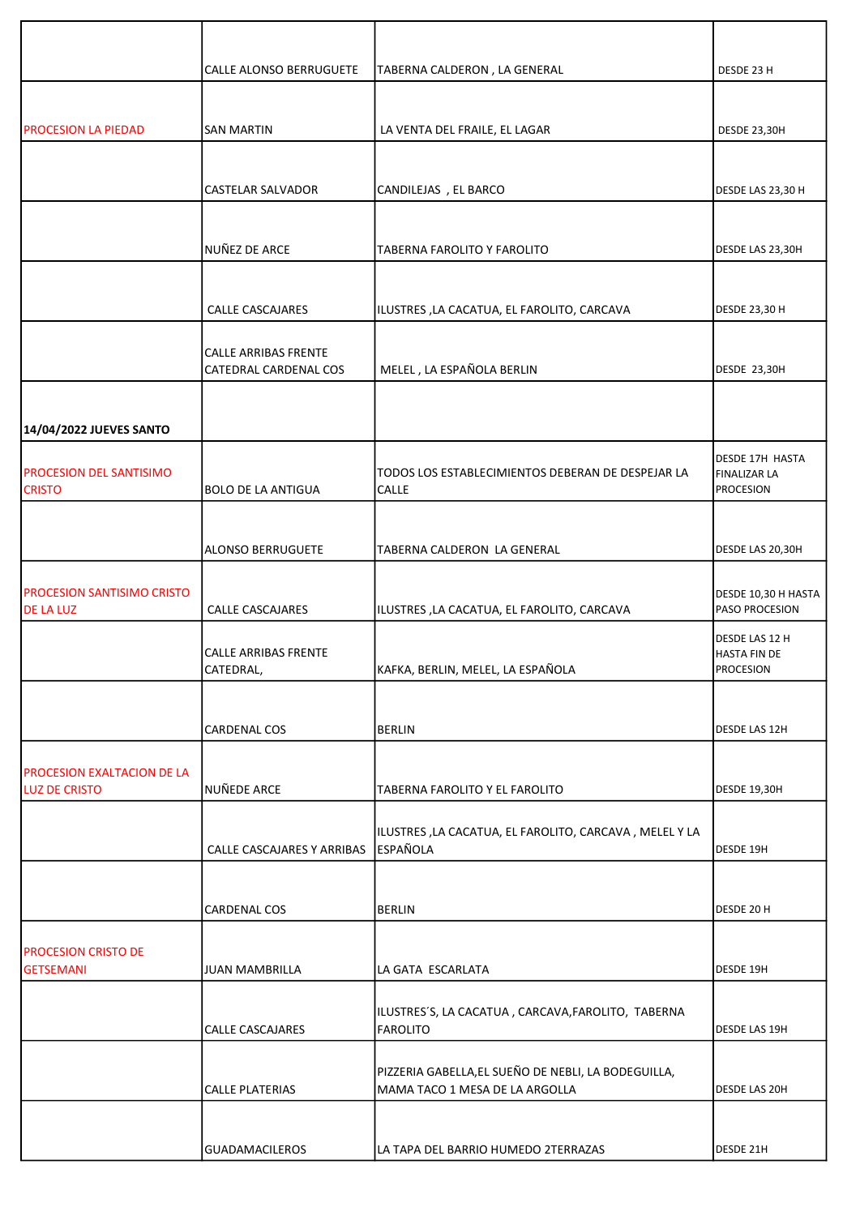|  |  |  |  |
|---|---|---|---|
|  | CALLE ALONSO BERRUGUETE | TABERNA CALDERON , LA GENERAL | DESDE 23 H |
| PROCESION LA PIEDAD | SAN MARTIN | LA VENTA DEL FRAILE, EL LAGAR | DESDE 23,30H |
|  | CASTELAR SALVADOR | CANDILEJAS , EL BARCO | DESDE LAS 23,30 H |
|  | NUÑEZ DE ARCE | TABERNA FAROLITO Y FAROLITO | DESDE LAS 23,30H |
|  | CALLE CASCAJARES | ILUSTRES ,LA CACATUA, EL FAROLITO, CARCAVA | DESDE 23,30 H |
|  | CALLE ARRIBAS FRENTE CATEDRAL CARDENAL COS | MELEL , LA ESPAÑOLA BERLIN | DESDE 23,30H |
| **14/04/2022 JUEVES SANTO** |  |  |  |
| PROCESION DEL SANTISIMO CRISTO | BOLO DE LA ANTIGUA | TODOS LOS ESTABLECIMIENTOS DEBERAN DE DESPEJAR LA CALLE | DESDE 17H HASTA FINALIZAR LA PROCESION |
|  | ALONSO BERRUGUETE | TABERNA CALDERON LA GENERAL | DESDE LAS 20,30H |
| PROCESION SANTISIMO CRISTO DE LA LUZ | CALLE CASCAJARES | ILUSTRES ,LA CACATUA, EL FAROLITO, CARCAVA | DESDE 10,30 H HASTA PASO PROCESION |
|  | CALLE ARRIBAS FRENTE CATEDRAL, | KAFKA, BERLIN, MELEL, LA ESPAÑOLA | DESDE LAS 12 H HASTA FIN DE PROCESION |
|  | CARDENAL COS | BERLIN | DESDE LAS 12H |
| PROCESION EXALTACION DE LA LUZ DE CRISTO | NUÑEDE ARCE | TABERNA FAROLITO Y EL FAROLITO | DESDE 19,30H |
|  | CALLE CASCAJARES Y ARRIBAS | ILUSTRES ,LA CACATUA, EL FAROLITO, CARCAVA , MELEL Y LA ESPAÑOLA | DESDE 19H |
|  | CARDENAL COS | BERLIN | DESDE 20 H |
| PROCESION CRISTO DE GETSEMANI | JUAN MAMBRILLA | LA GATA ESCARLATA | DESDE 19H |
|  | CALLE CASCAJARES | ILUSTRES´S, LA CACATUA , CARCAVA,FAROLITO, TABERNA FAROLITO | DESDE LAS 19H |
|  | CALLE PLATERIAS | PIZZERIA GABELLA,EL SUEÑO DE NEBLI, LA BODEGUILLA, MAMA TACO 1 MESA DE LA ARGOLLA | DESDE LAS 20H |
|  | GUADAMACILEROS | LA TAPA DEL BARRIO HUMEDO 2TERRAZAS | DESDE 21H |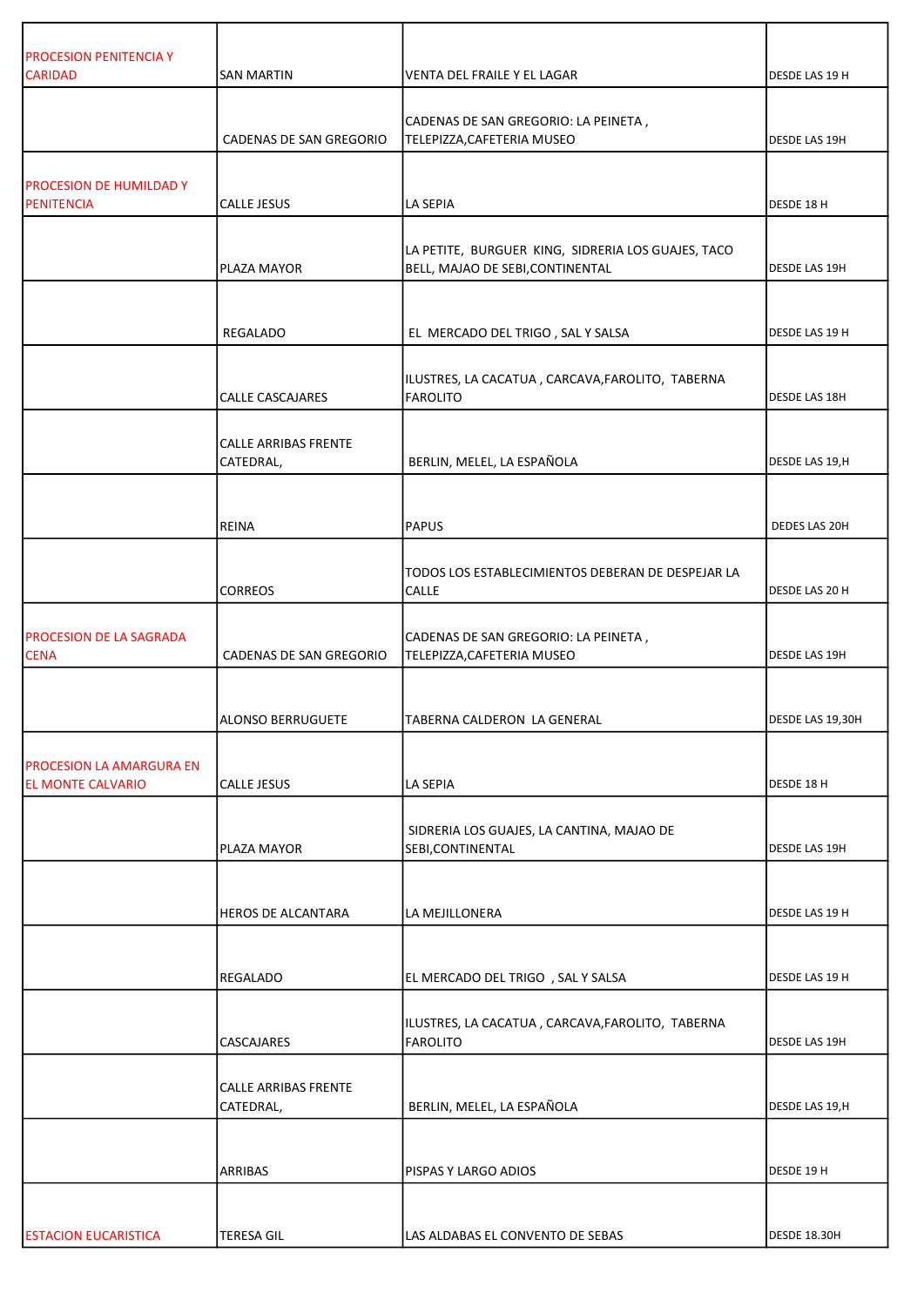| PROCESION PENITENCIA Y CARIDAD | SAN MARTIN | VENTA DEL FRAILE Y EL LAGAR | DESDE LAS 19 H |
|---|---|---|---|
| | CADENAS DE SAN GREGORIO | CADENAS DE SAN GREGORIO: LA PEINETA , TELEPIZZA,CAFETERIA MUSEO | DESDE LAS 19H |
| PROCESION DE HUMILDAD Y PENITENCIA | CALLE JESUS | LA SEPIA | DESDE 18 H |
| | PLAZA MAYOR | LA PETITE, BURGUER KING, SIDRERIA LOS GUAJES, TACO BELL, MAJAO DE SEBI,CONTINENTAL | DESDE LAS 19H |
| | REGALADO | EL MERCADO DEL TRIGO , SAL Y SALSA | DESDE LAS 19 H |
| | CALLE CASCAJARES | ILUSTRES, LA CACATUA , CARCAVA,FAROLITO, TABERNA FAROLITO | DESDE LAS 18H |
| | CALLE ARRIBAS FRENTE CATEDRAL, | BERLIN, MELEL, LA ESPAÑOLA | DESDE LAS 19,H |
| | REINA | PAPUS | DEDES LAS 20H |
| | CORREOS | TODOS LOS ESTABLECIMIENTOS DEBERAN DE DESPEJAR LA CALLE | DESDE LAS 20 H |
| PROCESION DE LA SAGRADA CENA | CADENAS DE SAN GREGORIO | CADENAS DE SAN GREGORIO: LA PEINETA , TELEPIZZA,CAFETERIA MUSEO | DESDE LAS 19H |
| | ALONSO BERRUGUETE | TABERNA CALDERON LA GENERAL | DESDE LAS 19,30H |
| PROCESION LA AMARGURA EN EL MONTE CALVARIO | CALLE JESUS | LA SEPIA | DESDE 18 H |
| | PLAZA MAYOR | SIDRERIA LOS GUAJES, LA CANTINA, MAJAO DE SEBI,CONTINENTAL | DESDE LAS 19H |
| | HEROS DE ALCANTARA | LA MEJILLONERA | DESDE LAS 19 H |
| | REGALADO | EL MERCADO DEL TRIGO , SAL Y SALSA | DESDE LAS 19 H |
| | CASCAJARES | ILUSTRES, LA CACATUA , CARCAVA,FAROLITO, TABERNA FAROLITO | DESDE LAS 19H |
| | CALLE ARRIBAS FRENTE CATEDRAL, | BERLIN, MELEL, LA ESPAÑOLA | DESDE LAS 19,H |
| | ARRIBAS | PISPAS Y LARGO ADIOS | DESDE 19 H |
| ESTACION EUCARISTICA | TERESA GIL | LAS ALDABAS EL CONVENTO DE SEBAS | DESDE 18.30H |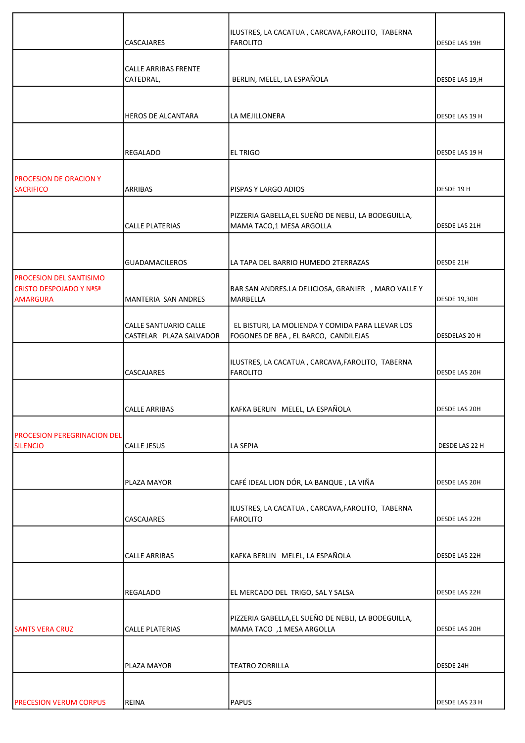| | | | |
|---|---|---|---|
| | CASCAJARES | ILUSTRES, LA CACATUA , CARCAVA,FAROLITO, TABERNA FAROLITO | DESDE LAS 19H |
| | CALLE ARRIBAS FRENTE CATEDRAL, | BERLIN, MELEL, LA ESPAÑOLA | DESDE LAS 19,H |
| | HEROS DE ALCANTARA | LA MEJILLONERA | DESDE LAS 19 H |
| | REGALADO | EL TRIGO | DESDE LAS 19 H |
| PROCESION DE ORACION Y SACRIFICO | ARRIBAS | PISPAS Y LARGO ADIOS | DESDE 19 H |
| | CALLE PLATERIAS | PIZZERIA GABELLA,EL SUEÑO DE NEBLI, LA BODEGUILLA, MAMA TACO,1 MESA ARGOLLA | DESDE LAS 21H |
| | GUADAMACILEROS | LA TAPA DEL BARRIO HUMEDO 2TERRAZAS | DESDE 21H |
| PROCESION DEL SANTISIMO CRISTO DESPOJADO Y NªSª AMARGURA | MANTERIA SAN ANDRES | BAR SAN ANDRES.LA DELICIOSA, GRANIER , MARO VALLE Y MARBELLA | DESDE 19,30H |
| | CALLE SANTUARIO CALLE CASTELAR PLAZA SALVADOR | EL BISTURI, LA MOLIENDA Y COMIDA PARA LLEVAR LOS FOGONES DE BEA , EL BARCO, CANDILEJAS | DESDELAS 20 H |
| | CASCAJARES | ILUSTRES, LA CACATUA , CARCAVA,FAROLITO, TABERNA FAROLITO | DESDE LAS 20H |
| | CALLE ARRIBAS | KAFKA BERLIN MELEL, LA ESPAÑOLA | DESDE LAS 20H |
| PROCESION PEREGRINACION DEL SILENCIO | CALLE JESUS | LA SEPIA | DESDE LAS 22 H |
| | PLAZA MAYOR | CAFÉ IDEAL LION DÓR, LA BANQUE , LA VIÑA | DESDE LAS 20H |
| | CASCAJARES | ILUSTRES, LA CACATUA , CARCAVA,FAROLITO, TABERNA FAROLITO | DESDE LAS 22H |
| | CALLE ARRIBAS | KAFKA BERLIN MELEL, LA ESPAÑOLA | DESDE LAS 22H |
| | REGALADO | EL MERCADO DEL TRIGO, SAL Y SALSA | DESDE LAS 22H |
| SANTS VERA CRUZ | CALLE PLATERIAS | PIZZERIA GABELLA,EL SUEÑO DE NEBLI, LA BODEGUILLA, MAMA TACO ,1 MESA ARGOLLA | DESDE LAS 20H |
| | PLAZA MAYOR | TEATRO ZORRILLA | DESDE 24H |
| PRECESION VERUM CORPUS | REINA | PAPUS | DESDE LAS 23 H |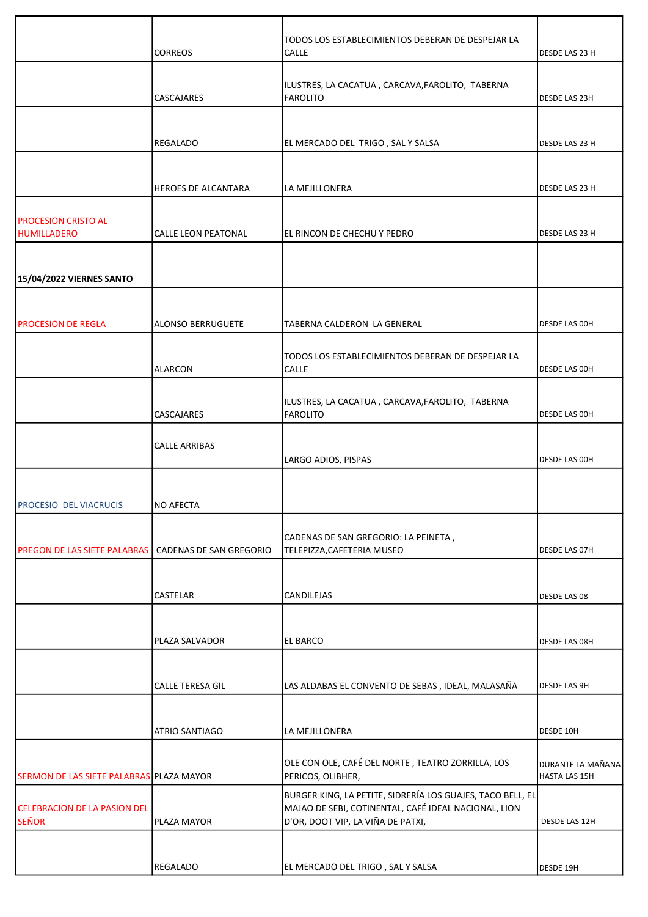| | | | |
|---|---|---|---|
| | CORREOS | TODOS LOS ESTABLECIMIENTOS DEBERAN DE DESPEJAR LA CALLE | DESDE LAS 23 H |
| | CASCAJARES | ILUSTRES, LA CACATUA , CARCAVA,FAROLITO, TABERNA FAROLITO | DESDE LAS 23H |
| | REGALADO | EL MERCADO DEL TRIGO , SAL Y SALSA | DESDE LAS 23 H |
| | HEROES DE ALCANTARA | LA MEJILLONERA | DESDE LAS 23 H |
| PROCESION CRISTO AL HUMILLADERO | CALLE LEON PEATONAL | EL RINCON DE CHECHU Y PEDRO | DESDE LAS 23 H |
| **15/04/2022 VIERNES SANTO** | | | |
| PROCESION DE REGLA | ALONSO BERRUGUETE | TABERNA CALDERON LA GENERAL | DESDE LAS 00H |
| | ALARCON | TODOS LOS ESTABLECIMIENTOS DEBERAN DE DESPEJAR LA CALLE | DESDE LAS 00H |
| | CASCAJARES | ILUSTRES, LA CACATUA , CARCAVA,FAROLITO, TABERNA FAROLITO | DESDE LAS 00H |
| | CALLE ARRIBAS | LARGO ADIOS, PISPAS | DESDE LAS 00H |
| PROCESIO DEL VIACRUCIS | NO AFECTA | | |
| PREGON DE LAS SIETE PALABRAS | CADENAS DE SAN GREGORIO | CADENAS DE SAN GREGORIO: LA PEINETA , TELEPIZZA,CAFETERIA MUSEO | DESDE LAS 07H |
| | CASTELAR | CANDILEJAS | DESDE LAS 08 |
| | PLAZA SALVADOR | EL BARCO | DESDE LAS 08H |
| | CALLE TERESA GIL | LAS ALDABAS EL CONVENTO DE SEBAS , IDEAL, MALASAÑA | DESDE LAS 9H |
| | ATRIO SANTIAGO | LA MEJILLONERA | DESDE 10H |
| SERMON DE LAS SIETE PALABRAS | PLAZA MAYOR | OLE CON OLE, CAFÉ DEL NORTE , TEATRO ZORRILLA, LOS PERICOS, OLIBHER, | DURANTE LA MAÑANA HASTA LAS 15H |
| CELEBRACION DE LA PASION DEL SEÑOR | PLAZA MAYOR | BURGER KING, LA PETITE, SIDRERÍA LOS GUAJES, TACO BELL, EL MAJAO DE SEBI, COTINENTAL, CAFÉ IDEAL NACIONAL, LION D'OR, DOOT VIP, LA VIÑA DE PATXI, | DESDE LAS 12H |
| | REGALADO | EL MERCADO DEL TRIGO , SAL Y SALSA | DESDE 19H |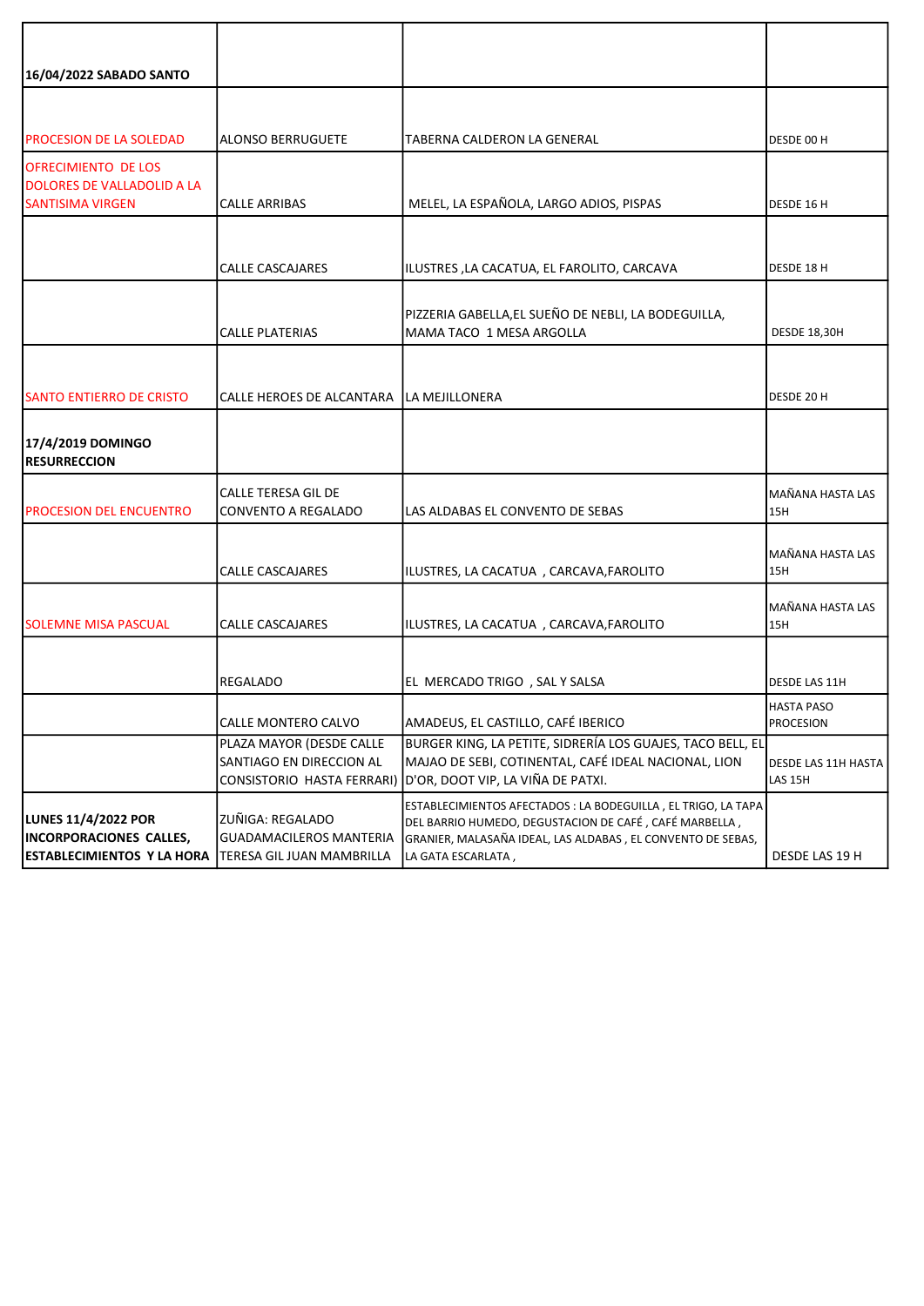| | | | |
|---|---|---|---|
| **16/04/2022 SABADO SANTO** | | | |
| PROCESION DE LA SOLEDAD | ALONSO BERRUGUETE | TABERNA CALDERON LA GENERAL | DESDE 00 H |
| OFRECIMIENTO DE LOS DOLORES DE VALLADOLID A LA SANTISIMA VIRGEN | CALLE ARRIBAS | MELEL, LA ESPAÑOLA, LARGO ADIOS, PISPAS | DESDE 16 H |
| | CALLE CASCAJARES | ILUSTRES ,LA CACATUA, EL FAROLITO, CARCAVA | DESDE 18 H |
| | CALLE PLATERIAS | PIZZERIA GABELLA,EL SUEÑO DE NEBLI, LA BODEGUILLA, MAMA TACO 1 MESA ARGOLLA | DESDE 18,30H |
| SANTO ENTIERRO DE CRISTO | CALLE HEROES DE ALCANTARA | LA MEJILLONERA | DESDE 20 H |
| **17/4/2019 DOMINGO RESURRECCION** | | | |
| PROCESION DEL ENCUENTRO | CALLE TERESA GIL DE CONVENTO A REGALADO | LAS ALDABAS EL CONVENTO DE SEBAS | MAÑANA HASTA LAS 15H |
| | CALLE CASCAJARES | ILUSTRES, LA CACATUA , CARCAVA,FAROLITO | MAÑANA HASTA LAS 15H |
| SOLEMNE MISA PASCUAL | CALLE CASCAJARES | ILUSTRES, LA CACATUA , CARCAVA,FAROLITO | MAÑANA HASTA LAS 15H |
| | REGALADO | EL MERCADO TRIGO , SAL Y SALSA | DESDE LAS 11H |
| | CALLE MONTERO CALVO | AMADEUS, EL CASTILLO, CAFÉ IBERICO | HASTA PASO PROCESION |
| | PLAZA MAYOR (DESDE CALLE SANTIAGO EN DIRECCION AL CONSISTORIO HASTA FERRARI) | BURGER KING, LA PETITE, SIDRERÍA LOS GUAJES, TACO BELL, EL MAJAO DE SEBI, COTINENTAL, CAFÉ IDEAL NACIONAL, LION D'OR, DOOT VIP, LA VIÑA DE PATXI. | DESDE LAS 11H HASTA LAS 15H |
| **LUNES 11/4/2022 POR INCORPORACIONES CALLES, ESTABLECIMIENTOS Y LA HORA** | ZUÑIGA: REGALADO GUADAMACILEROS MANTERIA TERESA GIL JUAN MAMBRILLA | ESTABLECIMIENTOS AFECTADOS : LA BODEGUILLA , EL TRIGO, LA TAPA DEL BARRIO HUMEDO, DEGUSTACION DE CAFÉ , CAFÉ MARBELLA , GRANIER, MALASAÑA IDEAL, LAS ALDABAS , EL CONVENTO DE SEBAS, LA GATA ESCARLATA , | DESDE LAS 19 H |